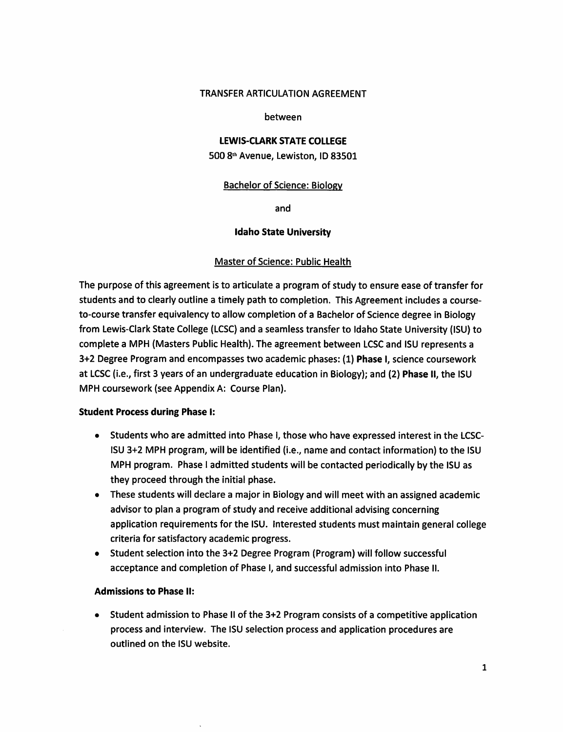TRANSFER ARTICULATION AGREEMENT

between

**LEWIS-CLARK STATE COLLEGE**

500 8th Avenue, Lewiston, ID 83501

Bachelor of Science: Biology

and

**Idaho State University**

Master of Science: Public Health

The purpose of this agreement is to articulate a program of study to ensure ease of transfer for students and to clearly outline a timely path to completion. This Agreement includes a course-to-course transfer equivalency to allow completion of a Bachelor of Science degree in Biology from Lewis-Clark State College (LCSC) and a seamless transfer to Idaho State University (ISU) to complete a MPH (Masters Public Health). The agreement between LCSC and ISU represents a 3+2 Degree Program and encompasses two academic phases: (1) **Phase I**, science coursework at LCSC (i.e., first 3 years of an undergraduate education in Biology); and (2) **Phase II**, the ISU MPH coursework (see Appendix A: Course Plan).

**Student Process during Phase I:**

- Students who are admitted into Phase I, those who have expressed interest in the LCSC-ISU 3+2 MPH program, will be identified (i.e., name and contact information) to the ISU MPH program. Phase I admitted students will be contacted periodically by the ISU as they proceed through the initial phase.
- These students will declare a major in Biology and will meet with an assigned academic advisor to plan a program of study and receive additional advising concerning application requirements for the ISU. Interested students must maintain general college criteria for satisfactory academic progress.
- Student selection into the 3+2 Degree Program (Program) will follow successful acceptance and completion of Phase I, and successful admission into Phase II.

**Admissions to Phase II:**

- Student admission to Phase II of the 3+2 Program consists of a competitive application process and interview. The ISU selection process and application procedures are outlined on the ISU website.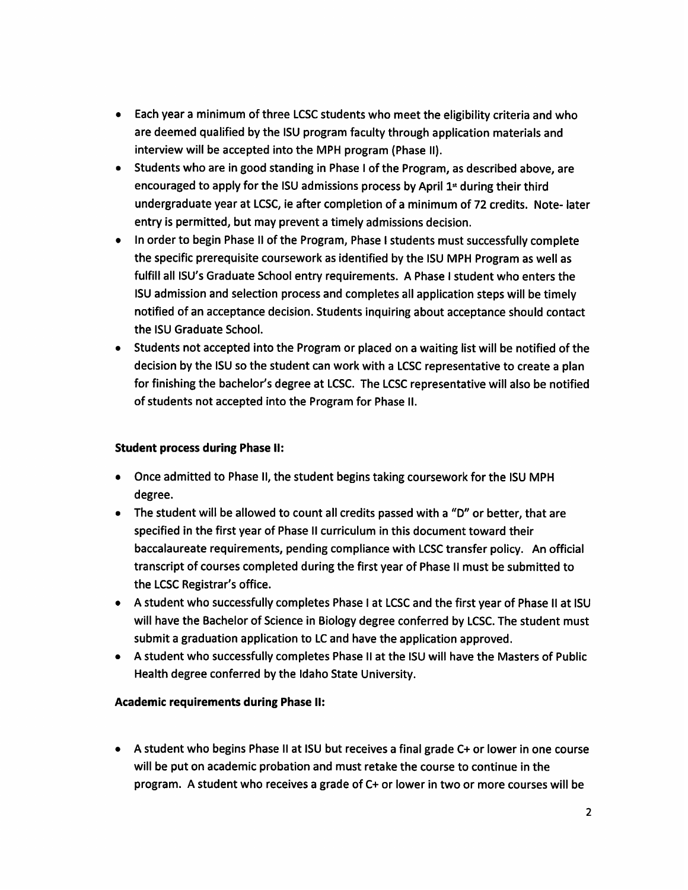- Each year a minimum of three LCSC students who meet the eligibility criteria and who are deemed qualified by the ISU program faculty through application materials and interview will be accepted into the MPH program (Phase II).
- Students who are in good standing in Phase I of the Program, as described above, are encouraged to apply for the ISU admissions process by April 1st during their third undergraduate year at LCSC, ie after completion of a minimum of 72 credits. Note- later entry is permitted, but may prevent a timely admissions decision.
- In order to begin Phase II of the Program, Phase I students must successfully complete the specific prerequisite coursework as identified by the ISU MPH Program as well as fulfill all ISU's Graduate School entry requirements. A Phase I student who enters the ISU admission and selection process and completes all application steps will be timely notified of an acceptance decision. Students inquiring about acceptance should contact the ISU Graduate School.
- Students not accepted into the Program or placed on a waiting list will be notified of the decision by the ISU so the student can work with a LCSC representative to create a plan for finishing the bachelor's degree at LCSC. The LCSC representative will also be notified of students not accepted into the Program for Phase II.

**Student process during Phase II:**

- Once admitted to Phase II, the student begins taking coursework for the ISU MPH degree.
- The student will be allowed to count all credits passed with a "D" or better, that are specified in the first year of Phase II curriculum in this document toward their baccalaureate requirements, pending compliance with LCSC transfer policy. An official transcript of courses completed during the first year of Phase II must be submitted to the LCSC Registrar's office.
- A student who successfully completes Phase I at LCSC and the first year of Phase II at ISU will have the Bachelor of Science in Biology degree conferred by LCSC. The student must submit a graduation application to LC and have the application approved.
- A student who successfully completes Phase II at the ISU will have the Masters of Public Health degree conferred by the Idaho State University.

**Academic requirements during Phase II:**

- A student who begins Phase II at ISU but receives a final grade C+ or lower in one course will be put on academic probation and must retake the course to continue in the program. A student who receives a grade of C+ or lower in two or more courses will be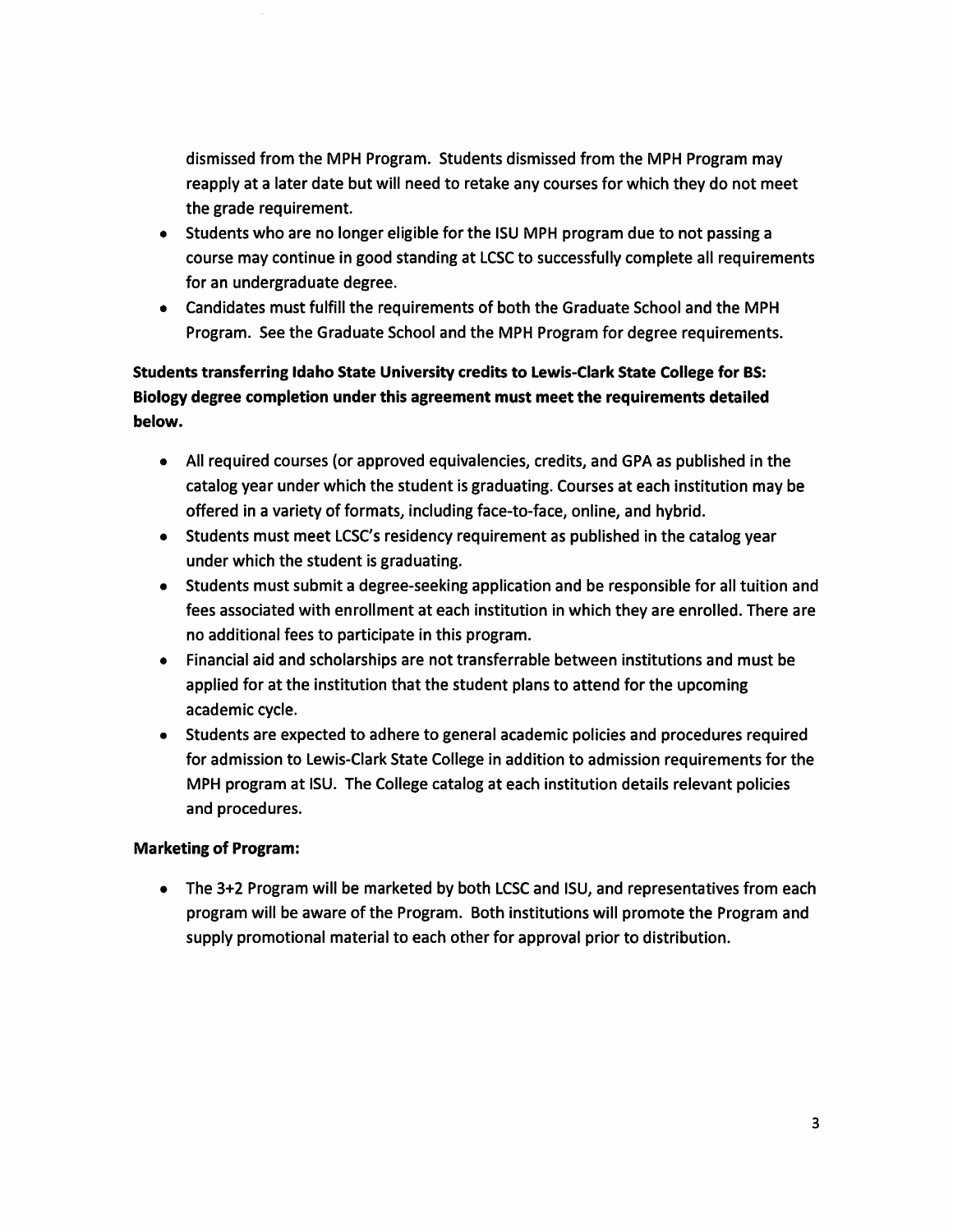dismissed from the MPH Program. Students dismissed from the MPH Program may reapply at a later date but will need to retake any courses for which they do not meet the grade requirement.

- Students who are no longer eligible for the ISU MPH program due to not passing a course may continue in good standing at LCSC to successfully complete all requirements for an undergraduate degree.
- Candidates must fulfill the requirements of both the Graduate School and the MPH Program. See the Graduate School and the MPH Program for degree requirements.

**Students transferring Idaho State University credits to Lewis-Clark State College for BS: Biology degree completion under this agreement must meet the requirements detailed below.**

- All required courses (or approved equivalencies, credits, and GPA as published in the catalog year under which the student is graduating. Courses at each institution may be offered in a variety of formats, including face-to-face, online, and hybrid.
- Students must meet LCSC's residency requirement as published in the catalog year under which the student is graduating.
- Students must submit a degree-seeking application and be responsible for all tuition and fees associated with enrollment at each institution in which they are enrolled. There are no additional fees to participate in this program.
- Financial aid and scholarships are not transferrable between institutions and must be applied for at the institution that the student plans to attend for the upcoming academic cycle.
- Students are expected to adhere to general academic policies and procedures required for admission to Lewis-Clark State College in addition to admission requirements for the MPH program at ISU. The College catalog at each institution details relevant policies and procedures.

**Marketing of Program:**

- The 3+2 Program will be marketed by both LCSC and ISU, and representatives from each program will be aware of the Program. Both institutions will promote the Program and supply promotional material to each other for approval prior to distribution.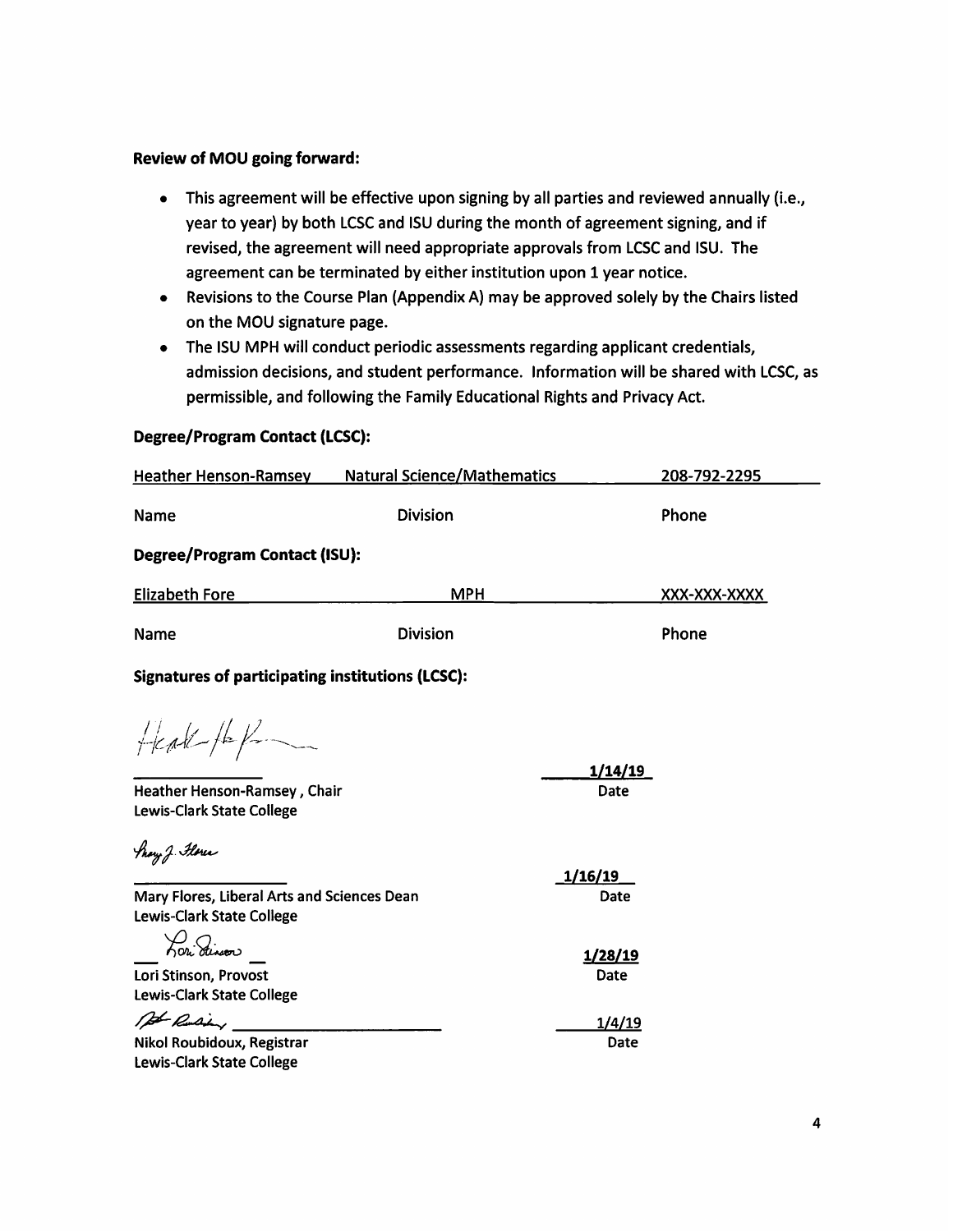**Review of MOU going forward:**

- This agreement will be effective upon signing by all parties and reviewed annually (i.e., year to year) by both LCSC and ISU during the month of agreement signing, and if revised, the agreement will need appropriate approvals from LCSC and ISU. The agreement can be terminated by either institution upon 1 year notice.
- Revisions to the Course Plan (Appendix A) may be approved solely by the Chairs listed on the MOU signature page.
- The ISU MPH will conduct periodic assessments regarding applicant credentials, admission decisions, and student performance. Information will be shared with LCSC, as permissible, and following the Family Educational Rights and Privacy Act.

**Degree/Program Contact (LCSC):**

| Name | Division | Phone |
|---|---|---|
| Heather Henson-Ramsey | Natural Science/Mathematics | 208-792-2295 |

**Degree/Program Contact (ISU):**

| Name | Division | Phone |
|---|---|---|
| Elizabeth Fore | MPH | XXX-XXX-XXXX |

**Signatures of participating institutions (LCSC):**

| Signature | Date |
|---|---|
| Heather Henson-Ramsey , Chair<br>Lewis-Clark State College | 1/14/19 |
| Mary Flores, Liberal Arts and Sciences Dean<br>Lewis-Clark State College | 1/16/19 |
| Lori Stinson, Provost<br>Lewis-Clark State College | 1/28/19 |
| Nikol Roubidoux, Registrar<br>Lewis-Clark State College | 1/4/19 |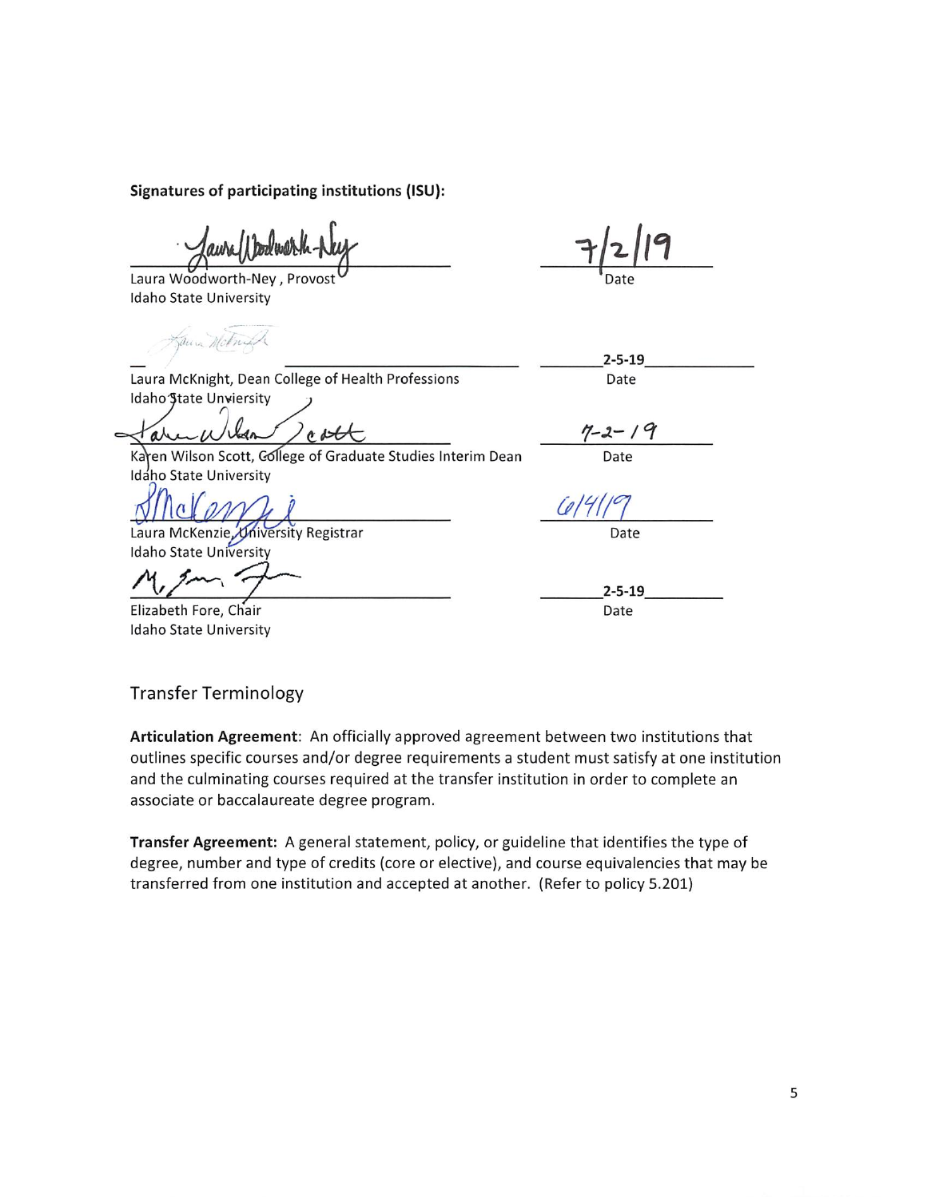**Signatures of participating institutions (ISU):**

| | |
|---|---|
| Laura Woodworth-Ney , Provost<br>Idaho State University | 7/2/19<br>Date |
| Laura McKnight, Dean College of Health Professions<br>Idaho State Unviersity | 2-5-19<br>Date |
| Karen Wilson Scott, College of Graduate Studies Interim Dean<br>Idaho State University | 7-2-19<br>Date |
| Laura McKenzie, University Registrar<br>Idaho State University | 6/4/19<br>Date |
| Elizabeth Fore, Chair<br>Idaho State University | 2-5-19<br>Date |

## Transfer Terminology

**Articulation Agreement**: An officially approved agreement between two institutions that outlines specific courses and/or degree requirements a student must satisfy at one institution and the culminating courses required at the transfer institution in order to complete an associate or baccalaureate degree program.

**Transfer Agreement:** A general statement, policy, or guideline that identifies the type of degree, number and type of credits (core or elective), and course equivalencies that may be transferred from one institution and accepted at another. (Refer to policy 5.201)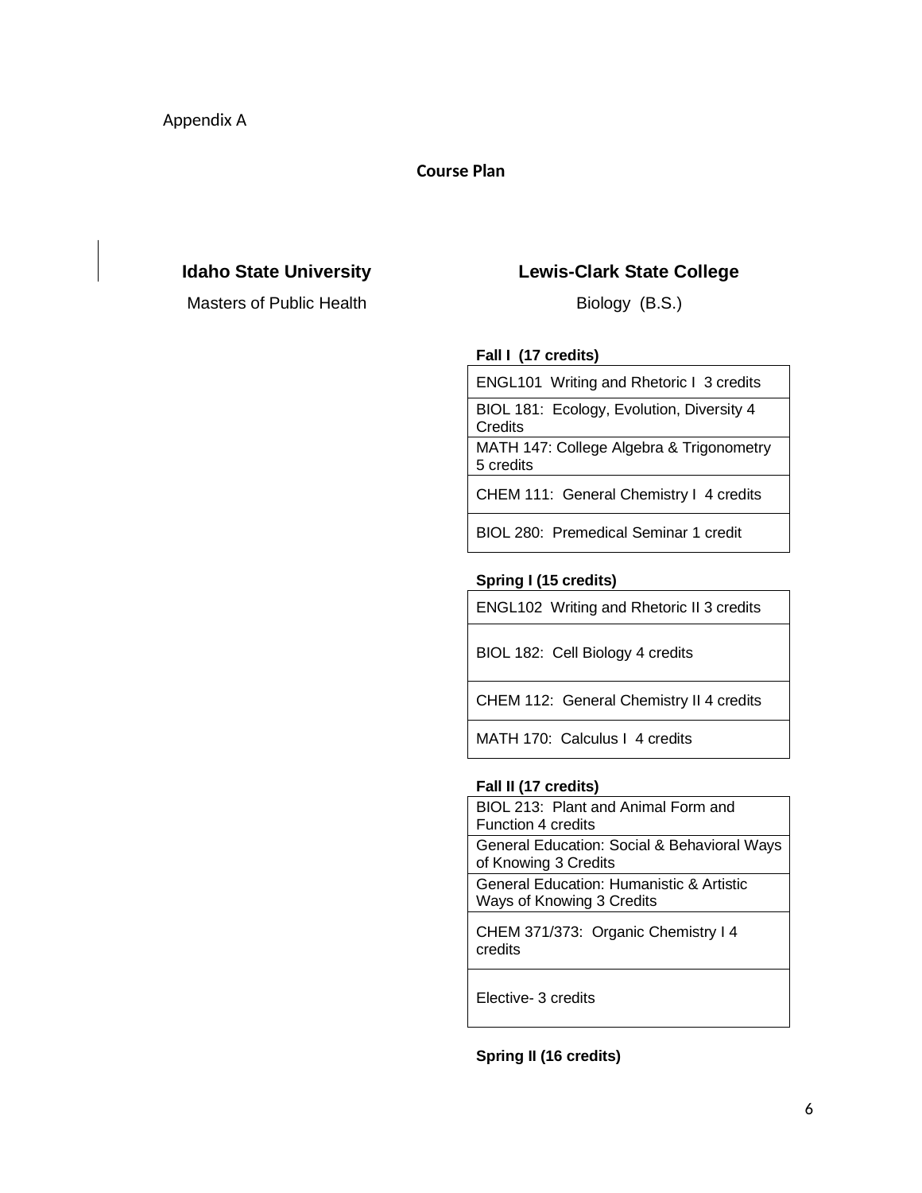Appendix A

**Course Plan**

| **Idaho State University** | **Lewis-Clark State College** |
|---|---|
| Masters of Public Health | Biology (B.S.) |

**Fall I (17 credits)**

| |
|---|
| ENGL101 Writing and Rhetoric I 3 credits |
| BIOL 181: Ecology, Evolution, Diversity 4 Credits |
| MATH 147: College Algebra & Trigonometry 5 credits |
| CHEM 111: General Chemistry I 4 credits |
| BIOL 280: Premedical Seminar 1 credit |

**Spring I (15 credits)**

| |
|---|
| ENGL102 Writing and Rhetoric II 3 credits |
| BIOL 182: Cell Biology 4 credits |
| CHEM 112: General Chemistry II 4 credits |
| MATH 170: Calculus I 4 credits |

**Fall II (17 credits)**

| |
|---|
| BIOL 213: Plant and Animal Form and Function 4 credits |
| General Education: Social & Behavioral Ways of Knowing 3 Credits |
| General Education: Humanistic & Artistic Ways of Knowing 3 Credits |
| CHEM 371/373: Organic Chemistry I 4 credits |
| Elective- 3 credits |

**Spring II (16 credits)**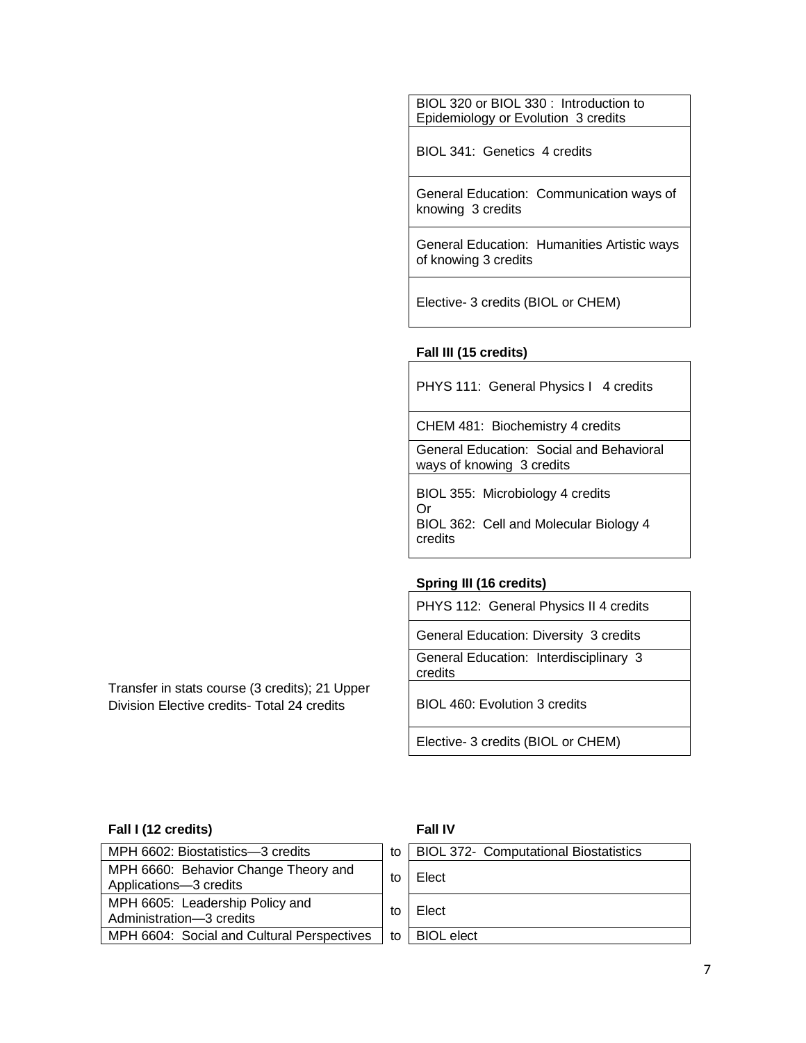| |
|---|
| BIOL 320 or BIOL 330 : Introduction to Epidemiology or Evolution 3 credits |
| BIOL 341: Genetics 4 credits |
| General Education: Communication ways of knowing 3 credits |
| General Education: Humanities Artistic ways of knowing 3 credits |
| Elective- 3 credits (BIOL or CHEM) |

**Fall III (15 credits)**

| |
|---|
| PHYS 111: General Physics I 4 credits |
| CHEM 481: Biochemistry 4 credits |
| General Education: Social and Behavioral ways of knowing 3 credits |
| BIOL 355: Microbiology 4 credits<br>Or<br>BIOL 362: Cell and Molecular Biology 4 credits |

**Spring III (16 credits)**

Transfer in stats course (3 credits); 21 Upper Division Elective credits- Total 24 credits

| |
|---|
| PHYS 112: General Physics II 4 credits |
| General Education: Diversity 3 credits |
| General Education: Interdisciplinary 3 credits |
| BIOL 460: Evolution 3 credits |
| Elective- 3 credits (BIOL or CHEM) |

| Fall I (12 credits) | | Fall IV |
|---|---|---|
| MPH 6602: Biostatistics—3 credits | to | BIOL 372- Computational Biostatistics |
| MPH 6660: Behavior Change Theory and Applications—3 credits | to | Elect |
| MPH 6605: Leadership Policy and Administration—3 credits | to | Elect |
| MPH 6604: Social and Cultural Perspectives | to | BIOL elect |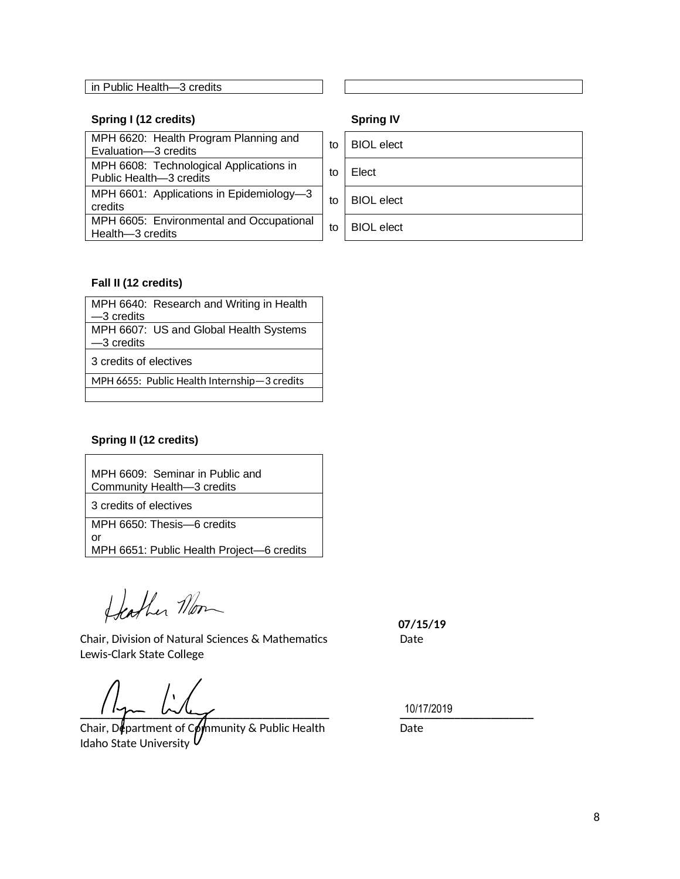| | | | |
|---|---|---|---|
| in Public Health—3 credits | | | |

**Spring I (12 credits)**

**Spring IV**

| | | |
|---|---|---|
| MPH 6620: Health Program Planning and Evaluation—3 credits | to | BIOL elect |
| MPH 6608: Technological Applications in Public Health—3 credits | to | Elect |
| MPH 6601: Applications in Epidemiology—3 credits | to | BIOL elect |
| MPH 6605: Environmental and Occupational Health—3 credits | to | BIOL elect |

**Fall II (12 credits)**

| |
|---|
| MPH 6640: Research and Writing in Health—3 credits |
| MPH 6607: US and Global Health Systems—3 credits |
| 3 credits of electives |
| MPH 6655: Public Health Internship—3 credits |
| |

**Spring II (12 credits)**

| |
|---|
| MPH 6609: Seminar in Public and Community Health—3 credits |
| 3 credits of electives |
| MPH 6650: Thesis—6 credits<br>or<br>MPH 6651: Public Health Project—6 credits |

Heather Moon

Chair, Division of Natural Sciences & Mathematics
Lewis-Clark State College

**07/15/19**
Date

\_\_\_\_\_\_\_\_\_\_\_\_\_\_\_\_\_\_\_\_\_\_\_\_\_\_\_\_\_\_\_\_\_\_\_\_\_\_\_\_\_\_
Chair, Department of Community & Public Health
Idaho State University

10/17/2019
Date